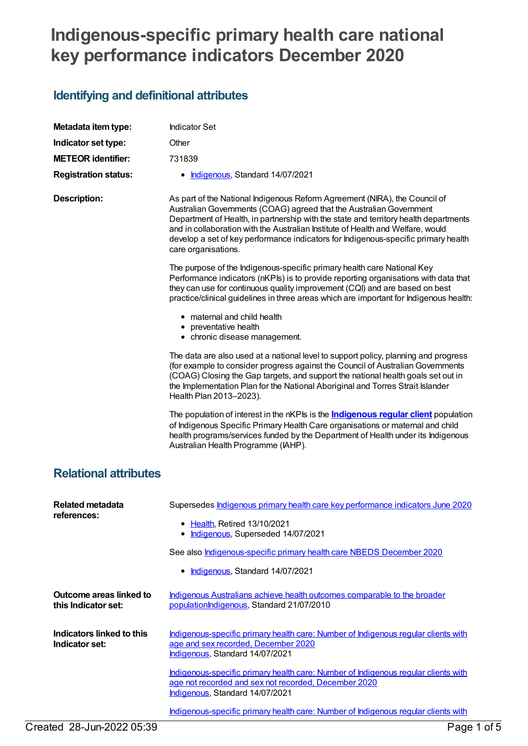# Indigenous-specific primary health care national key performance indicators December 2020

## Identifying and definitional attributes

| | |
|---|---|
| **Metadata item type:** | Indicator Set |
| **Indicator set type:** | Other |
| **METEOR identifier:** | 731839 |
| **Registration status:** | • Indigenous, Standard 14/07/2021 |

**Description:**

As part of the National Indigenous Reform Agreement (NIRA), the Council of Australian Governments (COAG) agreed that the Australian Government Department of Health, in partnership with the state and territory health departments and in collaboration with the Australian Institute of Health and Welfare, would develop a set of key performance indicators for Indigenous-specific primary health care organisations.

The purpose of the Indigenous-specific primary health care National Key Performance indicators (nKPIs) is to provide reporting organisations with data that they can use for continuous quality improvement (CQI) and are based on best practice/clinical guidelines in three areas which are important for Indigenous health:

- maternal and child health
- preventative health
- chronic disease management.

The data are also used at a national level to support policy, planning and progress (for example to consider progress against the Council of Australian Governments (COAG) Closing the Gap targets, and support the national health goals set out in the Implementation Plan for the National Aboriginal and Torres Strait Islander Health Plan 2013–2023).

The population of interest in the nKPIs is the **Indigenous regular client** population of Indigenous Specific Primary Health Care organisations or maternal and child health programs/services funded by the Department of Health under its Indigenous Australian Health Programme (IAHP).

## Relational attributes

**Related metadata references:**

Supersedes Indigenous primary health care key performance indicators June 2020

- Health, Retired 13/10/2021
- Indigenous, Superseded 14/07/2021

See also Indigenous-specific primary health care NBEDS December 2020

- Indigenous, Standard 14/07/2021

**Outcome areas linked to this Indicator set:**

Indigenous Australians achieve health outcomes comparable to the broader populationIndigenous, Standard 21/07/2010

**Indicators linked to this Indicator set:**

Indigenous-specific primary health care: Number of Indigenous regular clients with age and sex recorded, December 2020
Indigenous, Standard 14/07/2021

Indigenous-specific primary health care: Number of Indigenous regular clients with age not recorded and sex not recorded, December 2020
Indigenous, Standard 14/07/2021

Indigenous-specific primary health care: Number of Indigenous regular clients with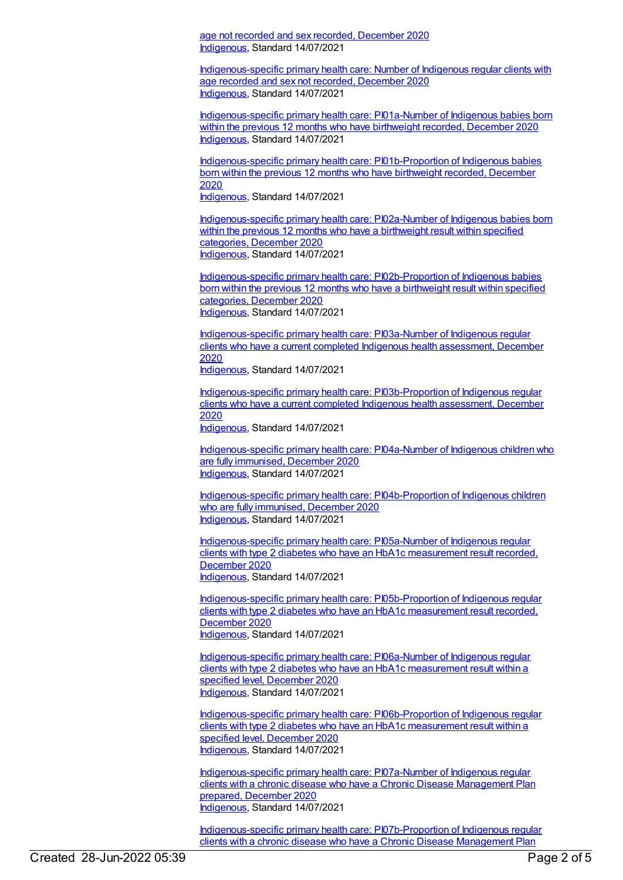age not recorded and sex recorded, December 2020
Indigenous, Standard 14/07/2021

Indigenous-specific primary health care: Number of Indigenous regular clients with age recorded and sex not recorded, December 2020
Indigenous, Standard 14/07/2021

Indigenous-specific primary health care: PI01a-Number of Indigenous babies born within the previous 12 months who have birthweight recorded, December 2020
Indigenous, Standard 14/07/2021

Indigenous-specific primary health care: PI01b-Proportion of Indigenous babies born within the previous 12 months who have birthweight recorded, December 2020
Indigenous, Standard 14/07/2021

Indigenous-specific primary health care: PI02a-Number of Indigenous babies born within the previous 12 months who have a birthweight result within specified categories, December 2020
Indigenous, Standard 14/07/2021

Indigenous-specific primary health care: PI02b-Proportion of Indigenous babies born within the previous 12 months who have a birthweight result within specified categories, December 2020
Indigenous, Standard 14/07/2021

Indigenous-specific primary health care: PI03a-Number of Indigenous regular clients who have a current completed Indigenous health assessment, December 2020
Indigenous, Standard 14/07/2021

Indigenous-specific primary health care: PI03b-Proportion of Indigenous regular clients who have a current completed Indigenous health assessment, December 2020
Indigenous, Standard 14/07/2021

Indigenous-specific primary health care: PI04a-Number of Indigenous children who are fully immunised, December 2020
Indigenous, Standard 14/07/2021

Indigenous-specific primary health care: PI04b-Proportion of Indigenous children who are fully immunised, December 2020
Indigenous, Standard 14/07/2021

Indigenous-specific primary health care: PI05a-Number of Indigenous regular clients with type 2 diabetes who have an HbA1c measurement result recorded, December 2020
Indigenous, Standard 14/07/2021

Indigenous-specific primary health care: PI05b-Proportion of Indigenous regular clients with type 2 diabetes who have an HbA1c measurement result recorded, December 2020
Indigenous, Standard 14/07/2021

Indigenous-specific primary health care: PI06a-Number of Indigenous regular clients with type 2 diabetes who have an HbA1c measurement result within a specified level, December 2020
Indigenous, Standard 14/07/2021

Indigenous-specific primary health care: PI06b-Proportion of Indigenous regular clients with type 2 diabetes who have an HbA1c measurement result within a specified level, December 2020
Indigenous, Standard 14/07/2021

Indigenous-specific primary health care: PI07a-Number of Indigenous regular clients with a chronic disease who have a Chronic Disease Management Plan prepared, December 2020
Indigenous, Standard 14/07/2021

Indigenous-specific primary health care: PI07b-Proportion of Indigenous regular clients with a chronic disease who have a Chronic Disease Management Plan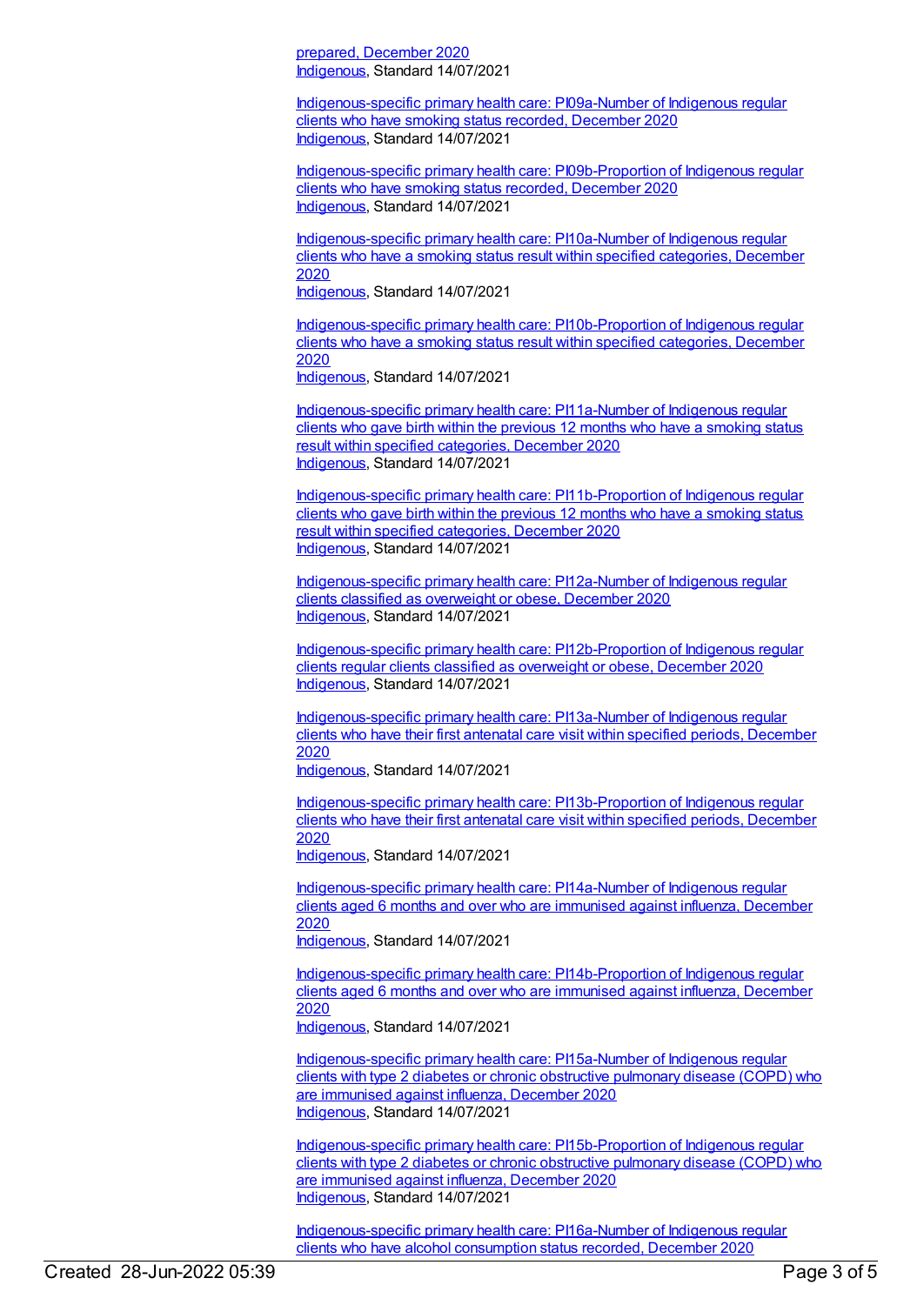[prepared, December 2020](#)
[Indigenous](#), Standard 14/07/2021

[Indigenous-specific primary health care: PI09a-Number of Indigenous regular clients who have smoking status recorded, December 2020](#)
[Indigenous](#), Standard 14/07/2021

[Indigenous-specific primary health care: PI09b-Proportion of Indigenous regular clients who have smoking status recorded, December 2020](#)
[Indigenous](#), Standard 14/07/2021

[Indigenous-specific primary health care: PI10a-Number of Indigenous regular clients who have a smoking status result within specified categories, December 2020](#)
[Indigenous](#), Standard 14/07/2021

[Indigenous-specific primary health care: PI10b-Proportion of Indigenous regular clients who have a smoking status result within specified categories, December 2020](#)
[Indigenous](#), Standard 14/07/2021

[Indigenous-specific primary health care: PI11a-Number of Indigenous regular clients who gave birth within the previous 12 months who have a smoking status result within specified categories, December 2020](#)
[Indigenous](#), Standard 14/07/2021

[Indigenous-specific primary health care: PI11b-Proportion of Indigenous regular clients who gave birth within the previous 12 months who have a smoking status result within specified categories, December 2020](#)
[Indigenous](#), Standard 14/07/2021

[Indigenous-specific primary health care: PI12a-Number of Indigenous regular clients classified as overweight or obese, December 2020](#)
[Indigenous](#), Standard 14/07/2021

[Indigenous-specific primary health care: PI12b-Proportion of Indigenous regular clients regular clients classified as overweight or obese, December 2020](#)
[Indigenous](#), Standard 14/07/2021

[Indigenous-specific primary health care: PI13a-Number of Indigenous regular clients who have their first antenatal care visit within specified periods, December 2020](#)
[Indigenous](#), Standard 14/07/2021

[Indigenous-specific primary health care: PI13b-Proportion of Indigenous regular clients who have their first antenatal care visit within specified periods, December 2020](#)
[Indigenous](#), Standard 14/07/2021

[Indigenous-specific primary health care: PI14a-Number of Indigenous regular clients aged 6 months and over who are immunised against influenza, December 2020](#)
[Indigenous](#), Standard 14/07/2021

[Indigenous-specific primary health care: PI14b-Proportion of Indigenous regular clients aged 6 months and over who are immunised against influenza, December 2020](#)
[Indigenous](#), Standard 14/07/2021

[Indigenous-specific primary health care: PI15a-Number of Indigenous regular clients with type 2 diabetes or chronic obstructive pulmonary disease (COPD) who are immunised against influenza, December 2020](#)
[Indigenous](#), Standard 14/07/2021

[Indigenous-specific primary health care: PI15b-Proportion of Indigenous regular clients with type 2 diabetes or chronic obstructive pulmonary disease (COPD) who are immunised against influenza, December 2020](#)
[Indigenous](#), Standard 14/07/2021

[Indigenous-specific primary health care: PI16a-Number of Indigenous regular clients who have alcohol consumption status recorded, December 2020](#)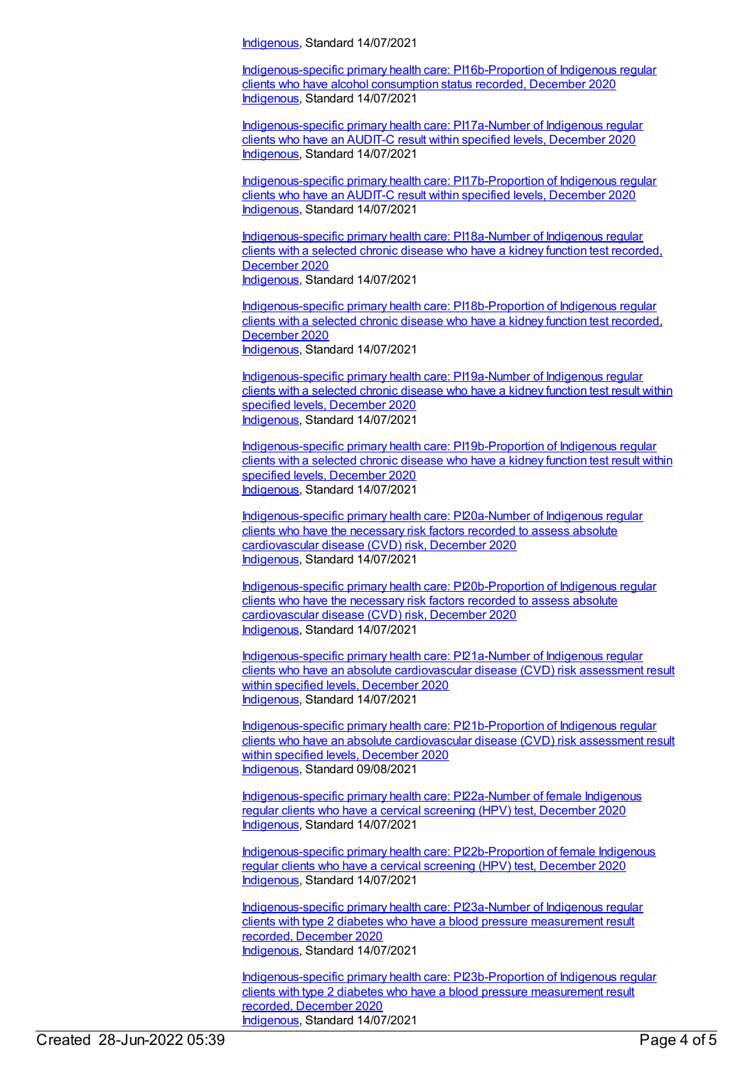Indigenous, Standard 14/07/2021

Indigenous-specific primary health care: PI16b-Proportion of Indigenous regular clients who have alcohol consumption status recorded, December 2020
Indigenous, Standard 14/07/2021

Indigenous-specific primary health care: PI17a-Number of Indigenous regular clients who have an AUDIT-C result within specified levels, December 2020
Indigenous, Standard 14/07/2021

Indigenous-specific primary health care: PI17b-Proportion of Indigenous regular clients who have an AUDIT-C result within specified levels, December 2020
Indigenous, Standard 14/07/2021

Indigenous-specific primary health care: PI18a-Number of Indigenous regular clients with a selected chronic disease who have a kidney function test recorded, December 2020
Indigenous, Standard 14/07/2021

Indigenous-specific primary health care: PI18b-Proportion of Indigenous regular clients with a selected chronic disease who have a kidney function test recorded, December 2020
Indigenous, Standard 14/07/2021

Indigenous-specific primary health care: PI19a-Number of Indigenous regular clients with a selected chronic disease who have a kidney function test result within specified levels, December 2020
Indigenous, Standard 14/07/2021

Indigenous-specific primary health care: PI19b-Proportion of Indigenous regular clients with a selected chronic disease who have a kidney function test result within specified levels, December 2020
Indigenous, Standard 14/07/2021

Indigenous-specific primary health care: PI20a-Number of Indigenous regular clients who have the necessary risk factors recorded to assess absolute cardiovascular disease (CVD) risk, December 2020
Indigenous, Standard 14/07/2021

Indigenous-specific primary health care: PI20b-Proportion of Indigenous regular clients who have the necessary risk factors recorded to assess absolute cardiovascular disease (CVD) risk, December 2020
Indigenous, Standard 14/07/2021

Indigenous-specific primary health care: PI21a-Number of Indigenous regular clients who have an absolute cardiovascular disease (CVD) risk assessment result within specified levels, December 2020
Indigenous, Standard 14/07/2021

Indigenous-specific primary health care: PI21b-Proportion of Indigenous regular clients who have an absolute cardiovascular disease (CVD) risk assessment result within specified levels, December 2020
Indigenous, Standard 09/08/2021

Indigenous-specific primary health care: PI22a-Number of female Indigenous regular clients who have a cervical screening (HPV) test, December 2020
Indigenous, Standard 14/07/2021

Indigenous-specific primary health care: PI22b-Proportion of female Indigenous regular clients who have a cervical screening (HPV) test, December 2020
Indigenous, Standard 14/07/2021

Indigenous-specific primary health care: PI23a-Number of Indigenous regular clients with type 2 diabetes who have a blood pressure measurement result recorded, December 2020
Indigenous, Standard 14/07/2021

Indigenous-specific primary health care: PI23b-Proportion of Indigenous regular clients with type 2 diabetes who have a blood pressure measurement result recorded, December 2020
Indigenous, Standard 14/07/2021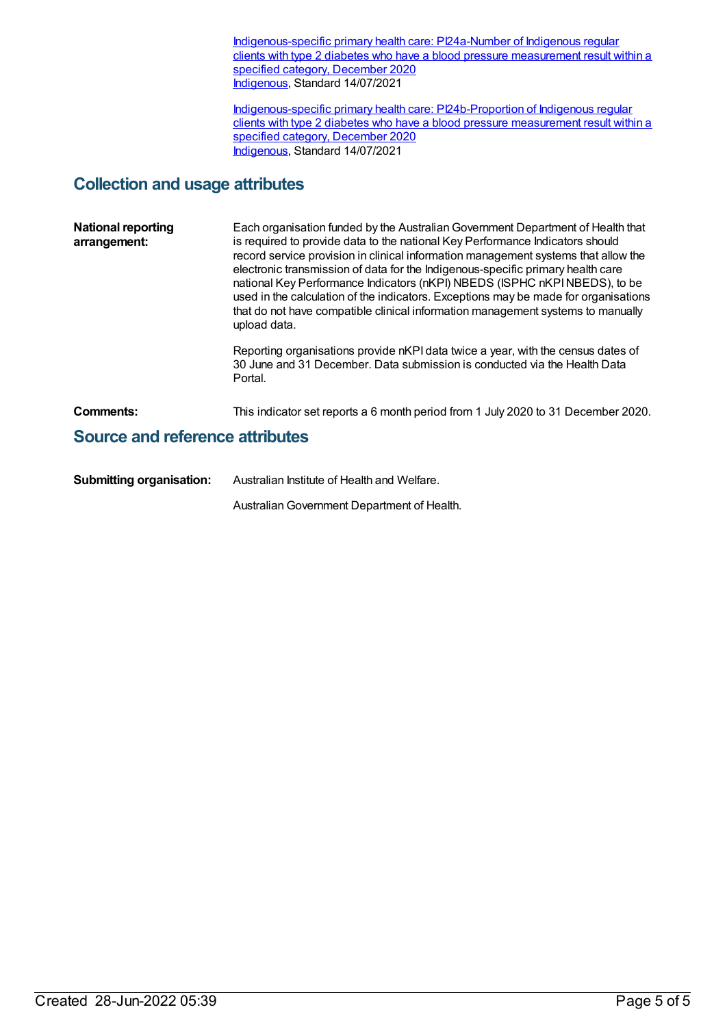[Indigenous-specific primary health care: PI24a-Number of Indigenous regular clients with type 2 diabetes who have a blood pressure measurement result within a specified category, December 2020](#)
[Indigenous](#), Standard 14/07/2021

[Indigenous-specific primary health care: PI24b-Proportion of Indigenous regular clients with type 2 diabetes who have a blood pressure measurement result within a specified category, December 2020](#)
[Indigenous](#), Standard 14/07/2021

## Collection and usage attributes

**National reporting arrangement:**

Each organisation funded by the Australian Government Department of Health that is required to provide data to the national Key Performance Indicators should record service provision in clinical information management systems that allow the electronic transmission of data for the Indigenous-specific primary health care national Key Performance Indicators (nKPI) NBEDS (ISPHC nKPI NBEDS), to be used in the calculation of the indicators. Exceptions may be made for organisations that do not have compatible clinical information management systems to manually upload data.

Reporting organisations provide nKPI data twice a year, with the census dates of 30 June and 31 December. Data submission is conducted via the Health Data Portal.

**Comments:**

This indicator set reports a 6 month period from 1 July 2020 to 31 December 2020.

## Source and reference attributes

**Submitting organisation:**

Australian Institute of Health and Welfare.

Australian Government Department of Health.